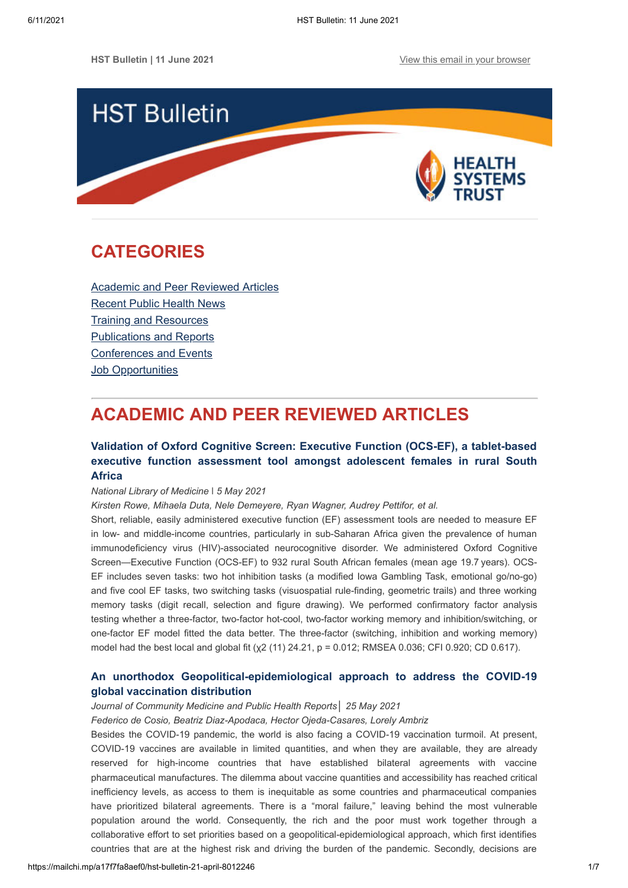HST Bulletin | 11 June 2021

View this email in your browser

# CATEGORIES

Academic and Peer Reviewed Articles
Recent Public Health News
Training and Resources
Publications and Reports
Conferences and Events
Job Opportunities

# ACADEMIC AND PEER REVIEWED ARTICLES

### Validation of Oxford Cognitive Screen: Executive Function (OCS-EF), a tablet-based executive function assessment tool amongst adolescent females in rural South Africa

*National Library of Medicine | 5 May 2021*

*Kirsten Rowe, Mihaela Duta, Nele Demeyere, Ryan Wagner, Audrey Pettifor, et al.*

Short, reliable, easily administered executive function (EF) assessment tools are needed to measure EF in low- and middle-income countries, particularly in sub-Saharan Africa given the prevalence of human immunodeficiency virus (HIV)-associated neurocognitive disorder. We administered Oxford Cognitive Screen—Executive Function (OCS-EF) to 932 rural South African females (mean age 19.7 years). OCS-EF includes seven tasks: two hot inhibition tasks (a modified Iowa Gambling Task, emotional go/no-go) and five cool EF tasks, two switching tasks (visuospatial rule-finding, geometric trails) and three working memory tasks (digit recall, selection and figure drawing). We performed confirmatory factor analysis testing whether a three-factor, two-factor hot-cool, two-factor working memory and inhibition/switching, or one-factor EF model fitted the data better. The three-factor (switching, inhibition and working memory) model had the best local and global fit ($\chi^2$ (11) 24.21, $p = 0.012$; RMSEA 0.036; CFI 0.920; CD 0.617).

### An unorthodox Geopolitical-epidemiological approach to address the COVID-19 global vaccination distribution

*Journal of Community Medicine and Public Health Reports | 25 May 2021*

*Federico de Cosio, Beatriz Diaz-Apodaca, Hector Ojeda-Casares, Lorely Ambriz*

Besides the COVID-19 pandemic, the world is also facing a COVID-19 vaccination turmoil. At present, COVID-19 vaccines are available in limited quantities, and when they are available, they are already reserved for high-income countries that have established bilateral agreements with vaccine pharmaceutical manufactures. The dilemma about vaccine quantities and accessibility has reached critical inefficiency levels, as access to them is inequitable as some countries and pharmaceutical companies have prioritized bilateral agreements. There is a "moral failure," leaving behind the most vulnerable population around the world. Consequently, the rich and the poor must work together through a collaborative effort to set priorities based on a geopolitical-epidemiological approach, which first identifies countries that are at the highest risk and driving the burden of the pandemic. Secondly, decisions are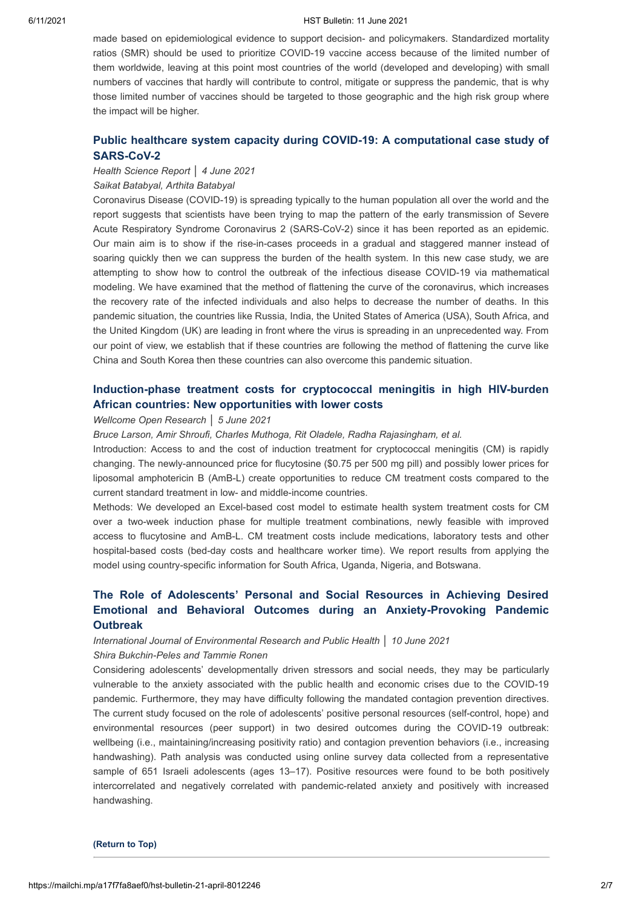made based on epidemiological evidence to support decision- and policymakers. Standardized mortality ratios (SMR) should be used to prioritize COVID-19 vaccine access because of the limited number of them worldwide, leaving at this point most countries of the world (developed and developing) with small numbers of vaccines that hardly will contribute to control, mitigate or suppress the pandemic, that is why those limited number of vaccines should be targeted to those geographic and the high risk group where the impact will be higher.

### Public healthcare system capacity during COVID-19: A computational case study of SARS-CoV-2

*Health Science Report* │ *4 June 2021*

*Saikat Batabyal, Arthita Batabyal*

Coronavirus Disease (COVID-19) is spreading typically to the human population all over the world and the report suggests that scientists have been trying to map the pattern of the early transmission of Severe Acute Respiratory Syndrome Coronavirus 2 (SARS-CoV-2) since it has been reported as an epidemic. Our main aim is to show if the rise-in-cases proceeds in a gradual and staggered manner instead of soaring quickly then we can suppress the burden of the health system. In this new case study, we are attempting to show how to control the outbreak of the infectious disease COVID-19 via mathematical modeling. We have examined that the method of flattening the curve of the coronavirus, which increases the recovery rate of the infected individuals and also helps to decrease the number of deaths. In this pandemic situation, the countries like Russia, India, the United States of America (USA), South Africa, and the United Kingdom (UK) are leading in front where the virus is spreading in an unprecedented way. From our point of view, we establish that if these countries are following the method of flattening the curve like China and South Korea then these countries can also overcome this pandemic situation.

### Induction-phase treatment costs for cryptococcal meningitis in high HIV-burden African countries: New opportunities with lower costs

*Wellcome Open Research* │ *5 June 2021*

*Bruce Larson, Amir Shroufi, Charles Muthoga, Rit Oladele, Radha Rajasingham, et al.*

Introduction: Access to and the cost of induction treatment for cryptococcal meningitis (CM) is rapidly changing. The newly-announced price for flucytosine ($0.75 per 500 mg pill) and possibly lower prices for liposomal amphotericin B (AmB-L) create opportunities to reduce CM treatment costs compared to the current standard treatment in low- and middle-income countries.

Methods: We developed an Excel-based cost model to estimate health system treatment costs for CM over a two-week induction phase for multiple treatment combinations, newly feasible with improved access to flucytosine and AmB-L. CM treatment costs include medications, laboratory tests and other hospital-based costs (bed-day costs and healthcare worker time). We report results from applying the model using country-specific information for South Africa, Uganda, Nigeria, and Botswana.

### The Role of Adolescents' Personal and Social Resources in Achieving Desired Emotional and Behavioral Outcomes during an Anxiety-Provoking Pandemic Outbreak

*International Journal of Environmental Research and Public Health* │ *10 June 2021*

*Shira Bukchin-Peles and Tammie Ronen*

Considering adolescents' developmentally driven stressors and social needs, they may be particularly vulnerable to the anxiety associated with the public health and economic crises due to the COVID-19 pandemic. Furthermore, they may have difficulty following the mandated contagion prevention directives. The current study focused on the role of adolescents' positive personal resources (self-control, hope) and environmental resources (peer support) in two desired outcomes during the COVID-19 outbreak: wellbeing (i.e., maintaining/increasing positivity ratio) and contagion prevention behaviors (i.e., increasing handwashing). Path analysis was conducted using online survey data collected from a representative sample of 651 Israeli adolescents (ages 13–17). Positive resources were found to be both positively intercorrelated and negatively correlated with pandemic-related anxiety and positively with increased handwashing.

**(Return to Top)**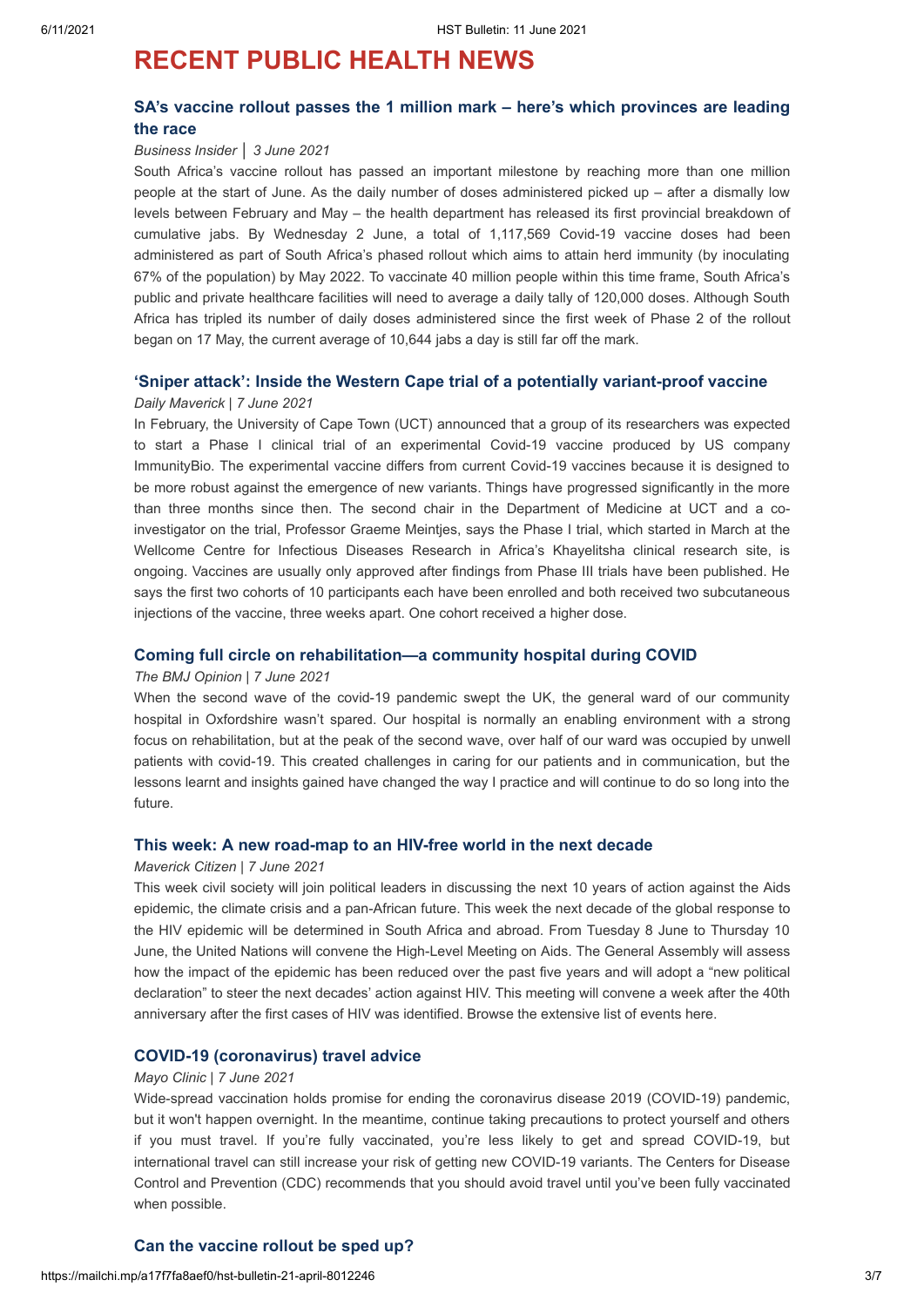# RECENT PUBLIC HEALTH NEWS

### SA's vaccine rollout passes the 1 million mark – here's which provinces are leading the race

*Business Insider │ 3 June 2021*

South Africa's vaccine rollout has passed an important milestone by reaching more than one million people at the start of June. As the daily number of doses administered picked up – after a dismally low levels between February and May – the health department has released its first provincial breakdown of cumulative jabs. By Wednesday 2 June, a total of 1,117,569 Covid-19 vaccine doses had been administered as part of South Africa's phased rollout which aims to attain herd immunity (by inoculating 67% of the population) by May 2022. To vaccinate 40 million people within this time frame, South Africa's public and private healthcare facilities will need to average a daily tally of 120,000 doses. Although South Africa has tripled its number of daily doses administered since the first week of Phase 2 of the rollout began on 17 May, the current average of 10,644 jabs a day is still far off the mark.

### 'Sniper attack': Inside the Western Cape trial of a potentially variant-proof vaccine

*Daily Maverick | 7 June 2021*

In February, the University of Cape Town (UCT) announced that a group of its researchers was expected to start a Phase I clinical trial of an experimental Covid-19 vaccine produced by US company ImmunityBio. The experimental vaccine differs from current Covid-19 vaccines because it is designed to be more robust against the emergence of new variants. Things have progressed significantly in the more than three months since then. The second chair in the Department of Medicine at UCT and a co-investigator on the trial, Professor Graeme Meintjes, says the Phase I trial, which started in March at the Wellcome Centre for Infectious Diseases Research in Africa's Khayelitsha clinical research site, is ongoing. Vaccines are usually only approved after findings from Phase III trials have been published. He says the first two cohorts of 10 participants each have been enrolled and both received two subcutaneous injections of the vaccine, three weeks apart. One cohort received a higher dose.

### Coming full circle on rehabilitation—a community hospital during COVID

*The BMJ Opinion | 7 June 2021*

When the second wave of the covid-19 pandemic swept the UK, the general ward of our community hospital in Oxfordshire wasn't spared. Our hospital is normally an enabling environment with a strong focus on rehabilitation, but at the peak of the second wave, over half of our ward was occupied by unwell patients with covid-19. This created challenges in caring for our patients and in communication, but the lessons learnt and insights gained have changed the way I practice and will continue to do so long into the future.

### This week: A new road-map to an HIV-free world in the next decade

*Maverick Citizen | 7 June 2021*

This week civil society will join political leaders in discussing the next 10 years of action against the Aids epidemic, the climate crisis and a pan-African future. This week the next decade of the global response to the HIV epidemic will be determined in South Africa and abroad. From Tuesday 8 June to Thursday 10 June, the United Nations will convene the High-Level Meeting on Aids. The General Assembly will assess how the impact of the epidemic has been reduced over the past five years and will adopt a "new political declaration" to steer the next decades' action against HIV. This meeting will convene a week after the 40th anniversary after the first cases of HIV was identified. Browse the extensive list of events here.

### COVID-19 (coronavirus) travel advice

*Mayo Clinic | 7 June 2021*

Wide-spread vaccination holds promise for ending the coronavirus disease 2019 (COVID-19) pandemic, but it won't happen overnight. In the meantime, continue taking precautions to protect yourself and others if you must travel. If you're fully vaccinated, you're less likely to get and spread COVID-19, but international travel can still increase your risk of getting new COVID-19 variants. The Centers for Disease Control and Prevention (CDC) recommends that you should avoid travel until you've been fully vaccinated when possible.

### Can the vaccine rollout be sped up?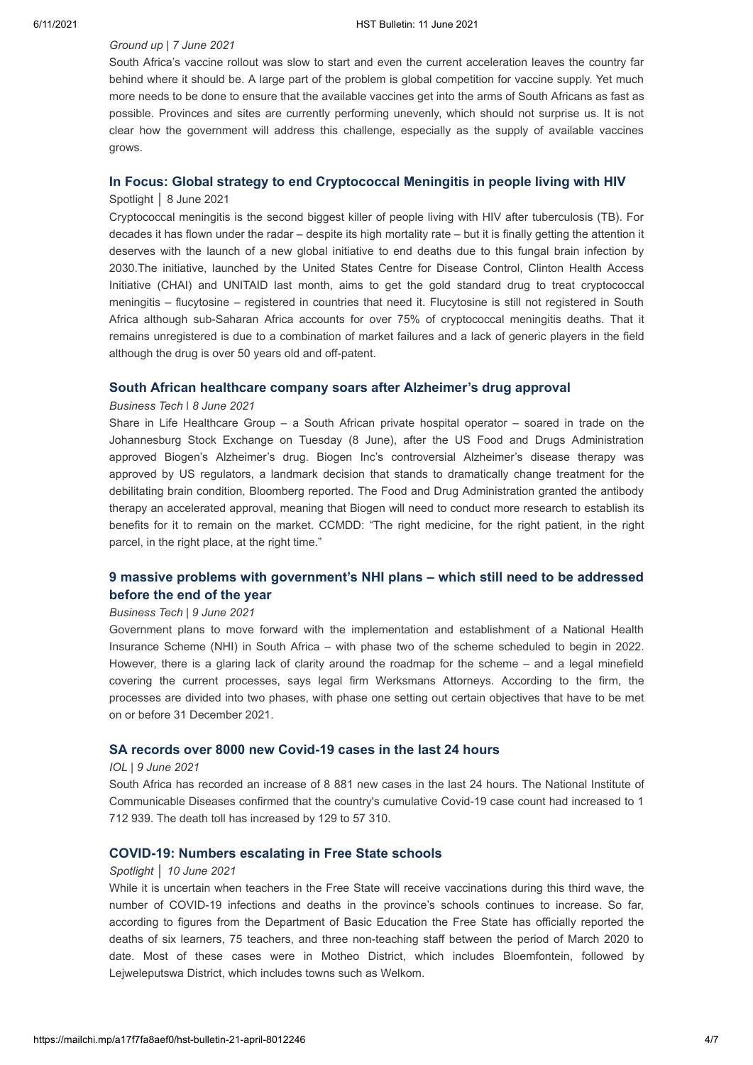*Ground up | 7 June 2021*

South Africa's vaccine rollout was slow to start and even the current acceleration leaves the country far behind where it should be. A large part of the problem is global competition for vaccine supply. Yet much more needs to be done to ensure that the available vaccines get into the arms of South Africans as fast as possible. Provinces and sites are currently performing unevenly, which should not surprise us. It is not clear how the government will address this challenge, especially as the supply of available vaccines grows.

### In Focus: Global strategy to end Cryptococcal Meningitis in people living with HIV

Spotlight │ 8 June 2021

Cryptococcal meningitis is the second biggest killer of people living with HIV after tuberculosis (TB). For decades it has flown under the radar – despite its high mortality rate – but it is finally getting the attention it deserves with the launch of a new global initiative to end deaths due to this fungal brain infection by 2030.The initiative, launched by the United States Centre for Disease Control, Clinton Health Access Initiative (CHAI) and UNITAID last month, aims to get the gold standard drug to treat cryptococcal meningitis – flucytosine – registered in countries that need it. Flucytosine is still not registered in South Africa although sub-Saharan Africa accounts for over 75% of cryptococcal meningitis deaths. That it remains unregistered is due to a combination of market failures and a lack of generic players in the field although the drug is over 50 years old and off-patent.

### South African healthcare company soars after Alzheimer's drug approval

*Business Tech | 8 June 2021*

Share in Life Healthcare Group – a South African private hospital operator – soared in trade on the Johannesburg Stock Exchange on Tuesday (8 June), after the US Food and Drugs Administration approved Biogen's Alzheimer's drug. Biogen Inc's controversial Alzheimer's disease therapy was approved by US regulators, a landmark decision that stands to dramatically change treatment for the debilitating brain condition, Bloomberg reported. The Food and Drug Administration granted the antibody therapy an accelerated approval, meaning that Biogen will need to conduct more research to establish its benefits for it to remain on the market. CCMDD: "The right medicine, for the right patient, in the right parcel, in the right place, at the right time."

### 9 massive problems with government's NHI plans – which still need to be addressed before the end of the year

*Business Tech | 9 June 2021*

Government plans to move forward with the implementation and establishment of a National Health Insurance Scheme (NHI) in South Africa – with phase two of the scheme scheduled to begin in 2022. However, there is a glaring lack of clarity around the roadmap for the scheme – and a legal minefield covering the current processes, says legal firm Werksmans Attorneys. According to the firm, the processes are divided into two phases, with phase one setting out certain objectives that have to be met on or before 31 December 2021.

### SA records over 8000 new Covid-19 cases in the last 24 hours

*IOL | 9 June 2021*

South Africa has recorded an increase of 8 881 new cases in the last 24 hours. The National Institute of Communicable Diseases confirmed that the country's cumulative Covid-19 case count had increased to 1 712 939. The death toll has increased by 129 to 57 310.

### COVID-19: Numbers escalating in Free State schools

*Spotlight │ 10 June 2021*

While it is uncertain when teachers in the Free State will receive vaccinations during this third wave, the number of COVID-19 infections and deaths in the province's schools continues to increase. So far, according to figures from the Department of Basic Education the Free State has officially reported the deaths of six learners, 75 teachers, and three non-teaching staff between the period of March 2020 to date. Most of these cases were in Motheo District, which includes Bloemfontein, followed by Lejweleputswa District, which includes towns such as Welkom.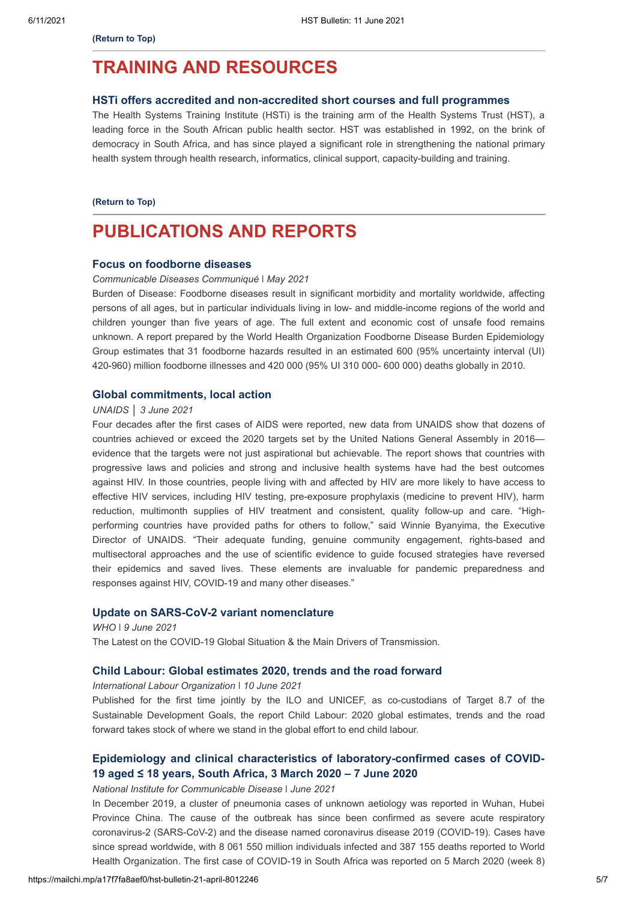**(Return to Top)**

# TRAINING AND RESOURCES

### HSTi offers accredited and non-accredited short courses and full programmes

The Health Systems Training Institute (HSTi) is the training arm of the Health Systems Trust (HST), a leading force in the South African public health sector. HST was established in 1992, on the brink of democracy in South Africa, and has since played a significant role in strengthening the national primary health system through health research, informatics, clinical support, capacity-building and training.

**(Return to Top)**

# PUBLICATIONS AND REPORTS

### Focus on foodborne diseases

*Communicable Diseases Communiqué* | *May 2021*

Burden of Disease: Foodborne diseases result in significant morbidity and mortality worldwide, affecting persons of all ages, but in particular individuals living in low- and middle-income regions of the world and children younger than five years of age. The full extent and economic cost of unsafe food remains unknown. A report prepared by the World Health Organization Foodborne Disease Burden Epidemiology Group estimates that 31 foodborne hazards resulted in an estimated 600 (95% uncertainty interval (UI) 420-960) million foodborne illnesses and 420 000 (95% UI 310 000- 600 000) deaths globally in 2010.

### Global commitments, local action

*UNAIDS │ 3 June 2021*

Four decades after the first cases of AIDS were reported, new data from UNAIDS show that dozens of countries achieved or exceed the 2020 targets set by the United Nations General Assembly in 2016—evidence that the targets were not just aspirational but achievable. The report shows that countries with progressive laws and policies and strong and inclusive health systems have had the best outcomes against HIV. In those countries, people living with and affected by HIV are more likely to have access to effective HIV services, including HIV testing, pre-exposure prophylaxis (medicine to prevent HIV), harm reduction, multimonth supplies of HIV treatment and consistent, quality follow-up and care. "High-performing countries have provided paths for others to follow," said Winnie Byanyima, the Executive Director of UNAIDS. "Their adequate funding, genuine community engagement, rights-based and multisectoral approaches and the use of scientific evidence to guide focused strategies have reversed their epidemics and saved lives. These elements are invaluable for pandemic preparedness and responses against HIV, COVID-19 and many other diseases."

### Update on SARS-CoV-2 variant nomenclature

*WHO* | *9 June 2021*

The Latest on the COVID-19 Global Situation & the Main Drivers of Transmission.

### Child Labour: Global estimates 2020, trends and the road forward

*International Labour Organization* | *10 June 2021*

Published for the first time jointly by the ILO and UNICEF, as co-custodians of Target 8.7 of the Sustainable Development Goals, the report Child Labour: 2020 global estimates, trends and the road forward takes stock of where we stand in the global effort to end child labour.

### Epidemiology and clinical characteristics of laboratory-confirmed cases of COVID-19 aged ≤ 18 years, South Africa, 3 March 2020 – 7 June 2020

*National Institute for Communicable Disease* | *June 2021*

In December 2019, a cluster of pneumonia cases of unknown aetiology was reported in Wuhan, Hubei Province China. The cause of the outbreak has since been confirmed as severe acute respiratory coronavirus-2 (SARS-CoV-2) and the disease named coronavirus disease 2019 (COVID-19). Cases have since spread worldwide, with 8 061 550 million individuals infected and 387 155 deaths reported to World Health Organization. The first case of COVID-19 in South Africa was reported on 5 March 2020 (week 8)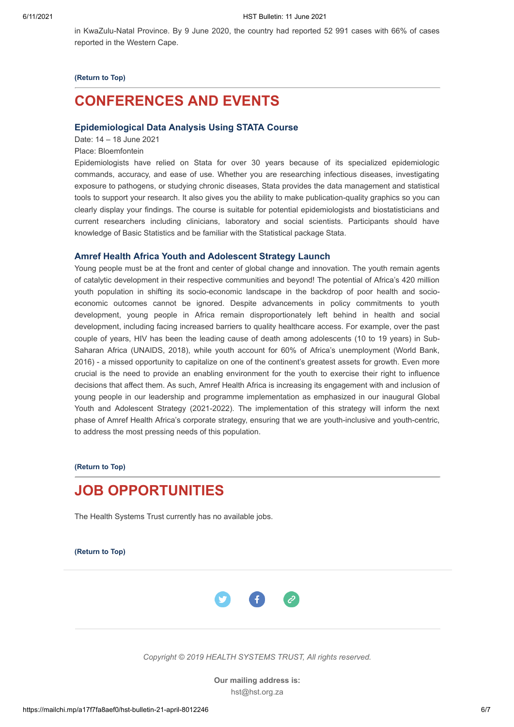in KwaZulu-Natal Province. By 9 June 2020, the country had reported 52 991 cases with 66% of cases reported in the Western Cape.

**(Return to Top)**

# CONFERENCES AND EVENTS

### Epidemiological Data Analysis Using STATA Course

Date: 14 – 18 June 2021

Place: Bloemfontein

Epidemiologists have relied on Stata for over 30 years because of its specialized epidemiologic commands, accuracy, and ease of use. Whether you are researching infectious diseases, investigating exposure to pathogens, or studying chronic diseases, Stata provides the data management and statistical tools to support your research. It also gives you the ability to make publication-quality graphics so you can clearly display your findings. The course is suitable for potential epidemiologists and biostatisticians and current researchers including clinicians, laboratory and social scientists. Participants should have knowledge of Basic Statistics and be familiar with the Statistical package Stata.

### Amref Health Africa Youth and Adolescent Strategy Launch

Young people must be at the front and center of global change and innovation. The youth remain agents of catalytic development in their respective communities and beyond! The potential of Africa's 420 million youth population in shifting its socio-economic landscape in the backdrop of poor health and socio-economic outcomes cannot be ignored. Despite advancements in policy commitments to youth development, young people in Africa remain disproportionately left behind in health and social development, including facing increased barriers to quality healthcare access. For example, over the past couple of years, HIV has been the leading cause of death among adolescents (10 to 19 years) in Sub-Saharan Africa (UNAIDS, 2018), while youth account for 60% of Africa's unemployment (World Bank, 2016) - a missed opportunity to capitalize on one of the continent's greatest assets for growth. Even more crucial is the need to provide an enabling environment for the youth to exercise their right to influence decisions that affect them. As such, Amref Health Africa is increasing its engagement with and inclusion of young people in our leadership and programme implementation as emphasized in our inaugural Global Youth and Adolescent Strategy (2021-2022). The implementation of this strategy will inform the next phase of Amref Health Africa's corporate strategy, ensuring that we are youth-inclusive and youth-centric, to address the most pressing needs of this population.

**(Return to Top)**

# JOB OPPORTUNITIES

The Health Systems Trust currently has no available jobs.

**(Return to Top)**

*Copyright © 2019 HEALTH SYSTEMS TRUST, All rights reserved.*

**Our mailing address is:**
hst@hst.org.za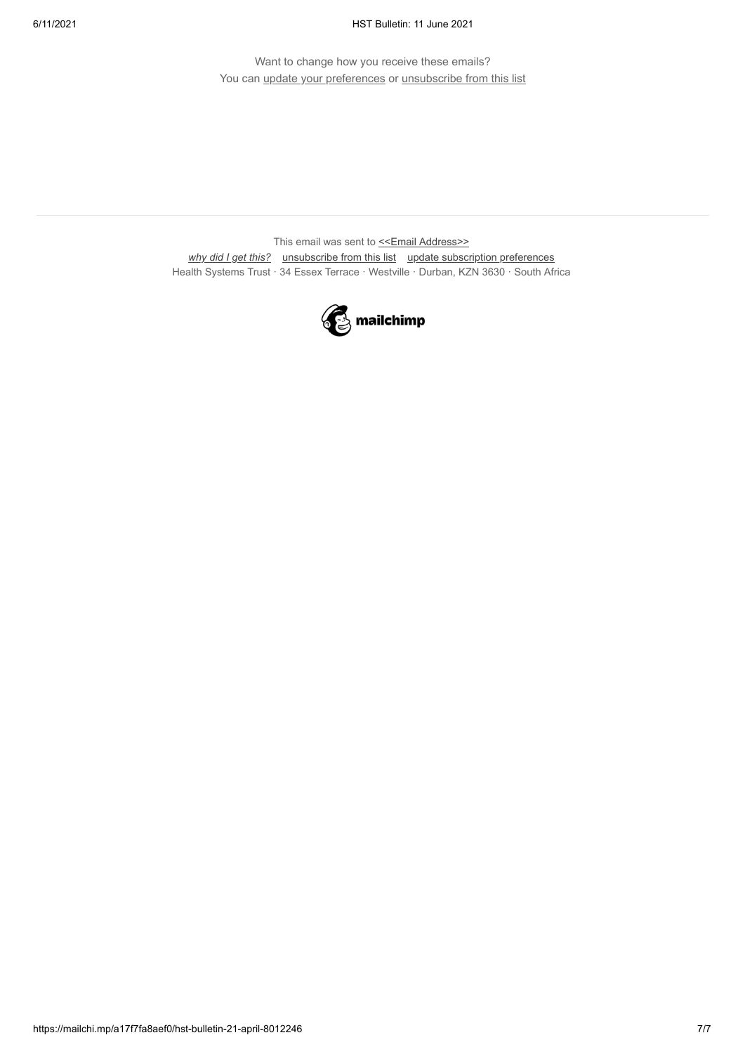Want to change how you receive these emails?
You can update your preferences or unsubscribe from this list

---

This email was sent to <<Email Address>>
*why did I get this?* unsubscribe from this list update subscription preferences
Health Systems Trust · 34 Essex Terrace · Westville · Durban, KZN 3630 · South Africa

mailchimp